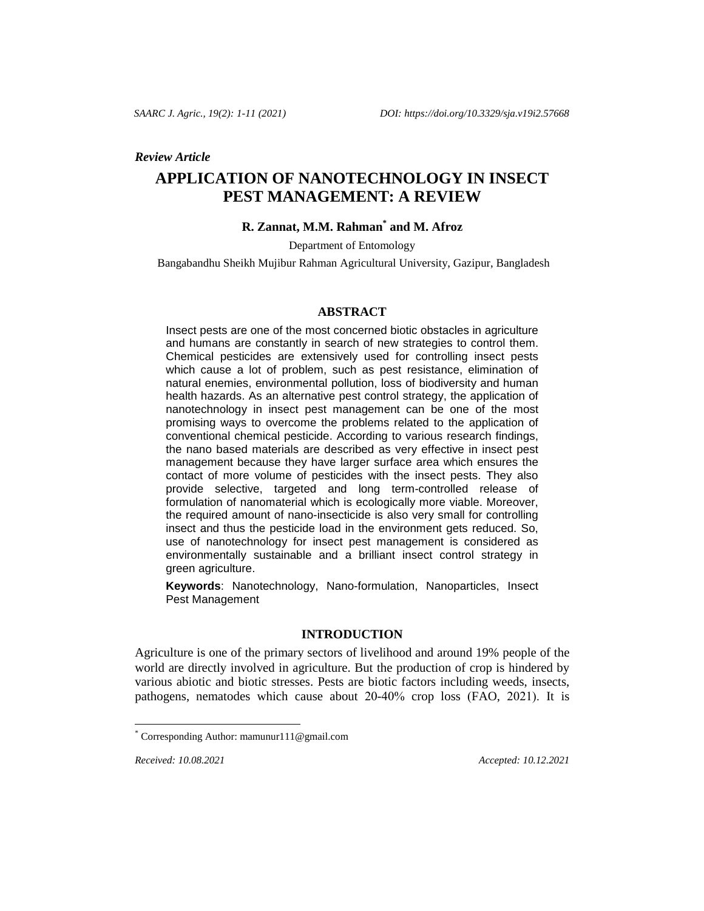*Review Article*

# APPLICATION OF NANOTECHNOLOGY IN INSECT PEST MANAGEMENT: A REVIEW

**R. Zannat, M.M. Rahman[*] and M. Afroz**

Department of Entomology

Bangabandhu Sheikh Mujibur Rahman Agricultural University, Gazipur, Bangladesh

## ABSTRACT

Insect pests are one of the most concerned biotic obstacles in agriculture and humans are constantly in search of new strategies to control them. Chemical pesticides are extensively used for controlling insect pests which cause a lot of problem, such as pest resistance, elimination of natural enemies, environmental pollution, loss of biodiversity and human health hazards. As an alternative pest control strategy, the application of nanotechnology in insect pest management can be one of the most promising ways to overcome the problems related to the application of conventional chemical pesticide. According to various research findings, the nano based materials are described as very effective in insect pest management because they have larger surface area which ensures the contact of more volume of pesticides with the insect pests. They also provide selective, targeted and long term-controlled release of formulation of nanomaterial which is ecologically more viable. Moreover, the required amount of nano-insecticide is also very small for controlling insect and thus the pesticide load in the environment gets reduced. So, use of nanotechnology for insect pest management is considered as environmentally sustainable and a brilliant insect control strategy in green agriculture.

**Keywords**: Nanotechnology, Nano-formulation, Nanoparticles, Insect Pest Management

## INTRODUCTION

Agriculture is one of the primary sectors of livelihood and around 19% people of the world are directly involved in agriculture. But the production of crop is hindered by various abiotic and biotic stresses. Pests are biotic factors including weeds, insects, pathogens, nematodes which cause about 20-40% crop loss (FAO, 2021). It is

[*] Corresponding Author: mamunur111@gmail.com

*Received: 10.08.2021* *Accepted: 10.12.2021*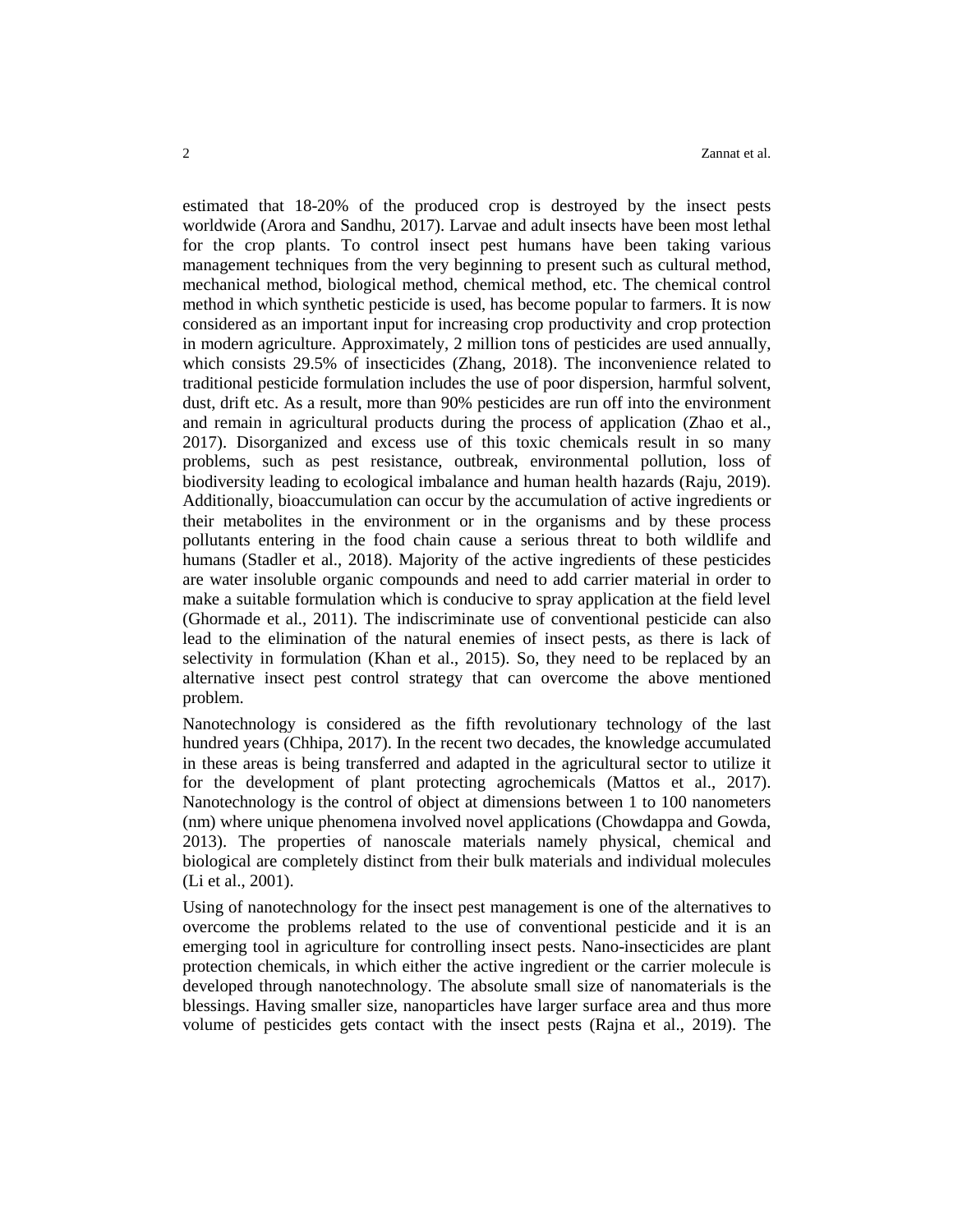estimated that 18-20% of the produced crop is destroyed by the insect pests worldwide (Arora and Sandhu, 2017). Larvae and adult insects have been most lethal for the crop plants. To control insect pest humans have been taking various management techniques from the very beginning to present such as cultural method, mechanical method, biological method, chemical method, etc. The chemical control method in which synthetic pesticide is used, has become popular to farmers. It is now considered as an important input for increasing crop productivity and crop protection in modern agriculture. Approximately, 2 million tons of pesticides are used annually, which consists 29.5% of insecticides (Zhang, 2018). The inconvenience related to traditional pesticide formulation includes the use of poor dispersion, harmful solvent, dust, drift etc. As a result, more than 90% pesticides are run off into the environment and remain in agricultural products during the process of application (Zhao et al., 2017). Disorganized and excess use of this toxic chemicals result in so many problems, such as pest resistance, outbreak, environmental pollution, loss of biodiversity leading to ecological imbalance and human health hazards (Raju, 2019). Additionally, bioaccumulation can occur by the accumulation of active ingredients or their metabolites in the environment or in the organisms and by these process pollutants entering in the food chain cause a serious threat to both wildlife and humans (Stadler et al., 2018). Majority of the active ingredients of these pesticides are water insoluble organic compounds and need to add carrier material in order to make a suitable formulation which is conducive to spray application at the field level (Ghormade et al., 2011). The indiscriminate use of conventional pesticide can also lead to the elimination of the natural enemies of insect pests, as there is lack of selectivity in formulation (Khan et al., 2015). So, they need to be replaced by an alternative insect pest control strategy that can overcome the above mentioned problem.

Nanotechnology is considered as the fifth revolutionary technology of the last hundred years (Chhipa, 2017). In the recent two decades, the knowledge accumulated in these areas is being transferred and adapted in the agricultural sector to utilize it for the development of plant protecting agrochemicals (Mattos et al., 2017). Nanotechnology is the control of object at dimensions between 1 to 100 nanometers (nm) where unique phenomena involved novel applications (Chowdappa and Gowda, 2013). The properties of nanoscale materials namely physical, chemical and biological are completely distinct from their bulk materials and individual molecules (Li et al., 2001).

Using of nanotechnology for the insect pest management is one of the alternatives to overcome the problems related to the use of conventional pesticide and it is an emerging tool in agriculture for controlling insect pests. Nano-insecticides are plant protection chemicals, in which either the active ingredient or the carrier molecule is developed through nanotechnology. The absolute small size of nanomaterials is the blessings. Having smaller size, nanoparticles have larger surface area and thus more volume of pesticides gets contact with the insect pests (Rajna et al., 2019). The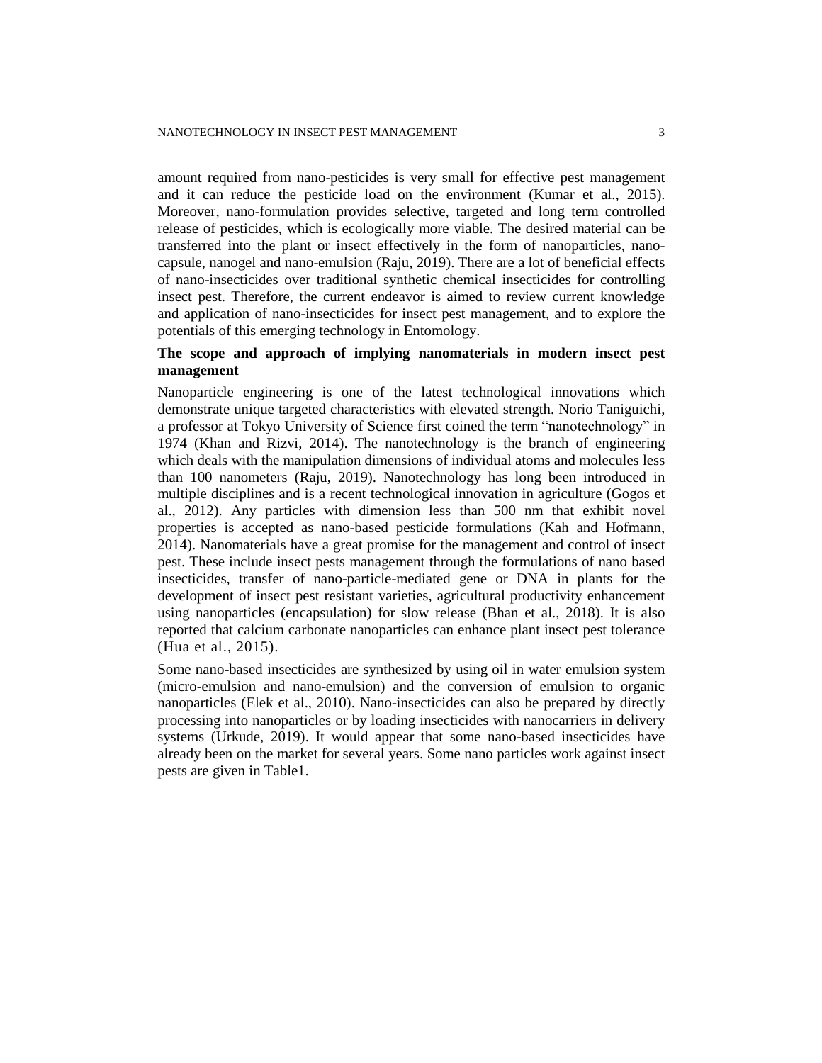amount required from nano-pesticides is very small for effective pest management and it can reduce the pesticide load on the environment (Kumar et al., 2015). Moreover, nano-formulation provides selective, targeted and long term controlled release of pesticides, which is ecologically more viable. The desired material can be transferred into the plant or insect effectively in the form of nanoparticles, nano-capsule, nanogel and nano-emulsion (Raju, 2019). There are a lot of beneficial effects of nano-insecticides over traditional synthetic chemical insecticides for controlling insect pest. Therefore, the current endeavor is aimed to review current knowledge and application of nano-insecticides for insect pest management, and to explore the potentials of this emerging technology in Entomology.

## The scope and approach of implying nanomaterials in modern insect pest management

Nanoparticle engineering is one of the latest technological innovations which demonstrate unique targeted characteristics with elevated strength. Norio Taniguichi, a professor at Tokyo University of Science first coined the term "nanotechnology" in 1974 (Khan and Rizvi, 2014). The nanotechnology is the branch of engineering which deals with the manipulation dimensions of individual atoms and molecules less than 100 nanometers (Raju, 2019). Nanotechnology has long been introduced in multiple disciplines and is a recent technological innovation in agriculture (Gogos et al., 2012). Any particles with dimension less than 500 nm that exhibit novel properties is accepted as nano-based pesticide formulations (Kah and Hofmann, 2014). Nanomaterials have a great promise for the management and control of insect pest. These include insect pests management through the formulations of nano based insecticides, transfer of nano-particle-mediated gene or DNA in plants for the development of insect pest resistant varieties, agricultural productivity enhancement using nanoparticles (encapsulation) for slow release (Bhan et al., 2018). It is also reported that calcium carbonate nanoparticles can enhance plant insect pest tolerance (Hua et al., 2015).

Some nano-based insecticides are synthesized by using oil in water emulsion system (micro-emulsion and nano-emulsion) and the conversion of emulsion to organic nanoparticles (Elek et al., 2010). Nano-insecticides can also be prepared by directly processing into nanoparticles or by loading insecticides with nanocarriers in delivery systems (Urkude, 2019). It would appear that some nano-based insecticides have already been on the market for several years. Some nano particles work against insect pests are given in Table1.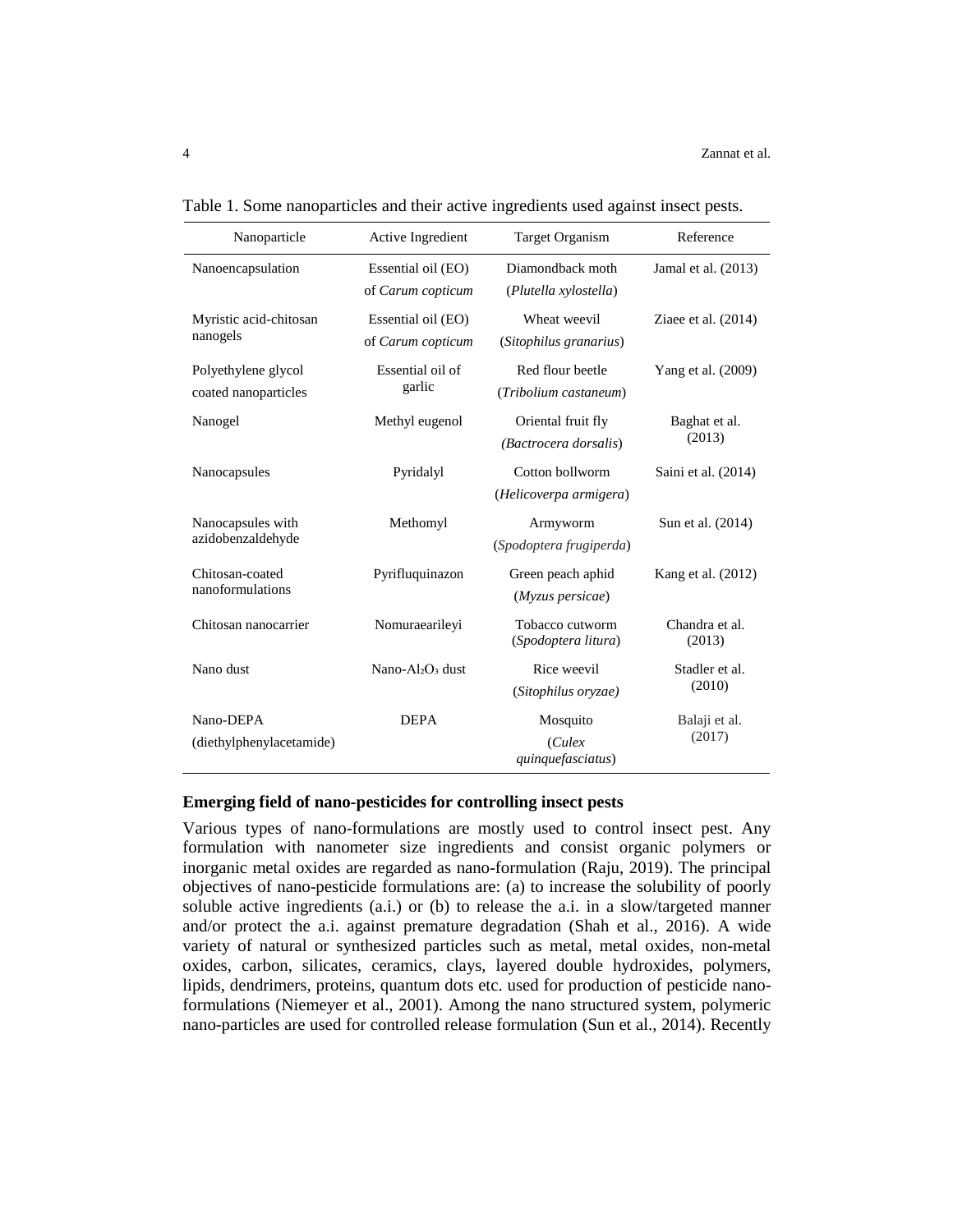Table 1. Some nanoparticles and their active ingredients used against insect pests.

| Nanoparticle | Active Ingredient | Target Organism | Reference |
|---|---|---|---|
| Nanoencapsulation | Essential oil (EO) of *Carum copticum* | Diamondback moth (*Plutella xylostella*) | Jamal et al. (2013) |
| Myristic acid-chitosan nanogels | Essential oil (EO) of *Carum copticum* | Wheat weevil (*Sitophilus granarius*) | Ziaee et al. (2014) |
| Polyethylene glycol coated nanoparticles | Essential oil of garlic | Red flour beetle (*Tribolium castaneum*) | Yang et al. (2009) |
| Nanogel | Methyl eugenol | Oriental fruit fly (*Bactrocera dorsalis*) | Baghat et al. (2013) |
| Nanocapsules | Pyridalyl | Cotton bollworm (*Helicoverpa armigera*) | Saini et al. (2014) |
| Nanocapsules with azidobenzaldehyde | Methomyl | Armyworm (*Spodoptera frugiperda*) | Sun et al. (2014) |
| Chitosan-coated nanoformulations | Pyrifluquinazon | Green peach aphid (*Myzus persicae*) | Kang et al. (2012) |
| Chitosan nanocarrier | Nomuraearileyi | Tobacco cutworm (*Spodoptera litura*) | Chandra et al. (2013) |
| Nano dust | Nano-$Al_2O_3$ dust | Rice weevil (*Sitophilus oryzae*) | Stadler et al. (2010) |
| Nano-DEPA (diethylphenylacetamide) | DEPA | Mosquito (*Culex quinquefasciatus*) | Balaji et al. (2017) |

**Emerging field of nano-pesticides for controlling insect pests**

Various types of nano-formulations are mostly used to control insect pest. Any formulation with nanometer size ingredients and consist organic polymers or inorganic metal oxides are regarded as nano-formulation (Raju, 2019). The principal objectives of nano-pesticide formulations are: (a) to increase the solubility of poorly soluble active ingredients (a.i.) or (b) to release the a.i. in a slow/targeted manner and/or protect the a.i. against premature degradation (Shah et al., 2016). A wide variety of natural or synthesized particles such as metal, metal oxides, non-metal oxides, carbon, silicates, ceramics, clays, layered double hydroxides, polymers, lipids, dendrimers, proteins, quantum dots etc. used for production of pesticide nano-formulations (Niemeyer et al., 2001). Among the nano structured system, polymeric nano-particles are used for controlled release formulation (Sun et al., 2014). Recently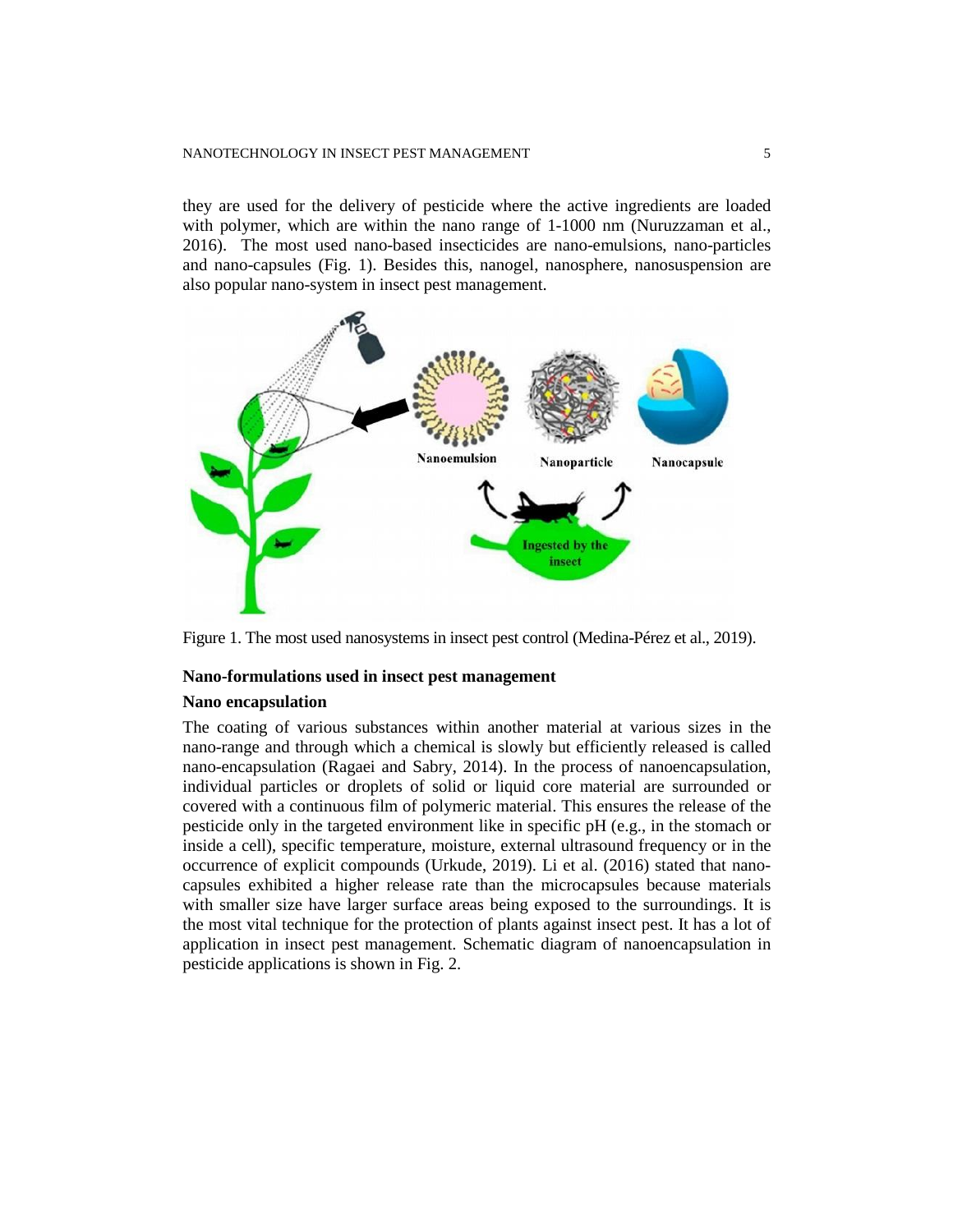they are used for the delivery of pesticide where the active ingredients are loaded with polymer, which are within the nano range of 1-1000 nm (Nuruzzaman et al., 2016). The most used nano-based insecticides are nano-emulsions, nano-particles and nano-capsules (Fig. 1). Besides this, nanogel, nanosphere, nanosuspension are also popular nano-system in insect pest management.

Figure 1. The most used nanosystems in insect pest control (Medina-Pérez et al., 2019).

## Nano-formulations used in insect pest management

### Nano encapsulation

The coating of various substances within another material at various sizes in the nano-range and through which a chemical is slowly but efficiently released is called nano-encapsulation (Ragaei and Sabry, 2014). In the process of nanoencapsulation, individual particles or droplets of solid or liquid core material are surrounded or covered with a continuous film of polymeric material. This ensures the release of the pesticide only in the targeted environment like in specific pH (e.g., in the stomach or inside a cell), specific temperature, moisture, external ultrasound frequency or in the occurrence of explicit compounds (Urkude, 2019). Li et al. (2016) stated that nano-capsules exhibited a higher release rate than the microcapsules because materials with smaller size have larger surface areas being exposed to the surroundings. It is the most vital technique for the protection of plants against insect pest. It has a lot of application in insect pest management. Schematic diagram of nanoencapsulation in pesticide applications is shown in Fig. 2.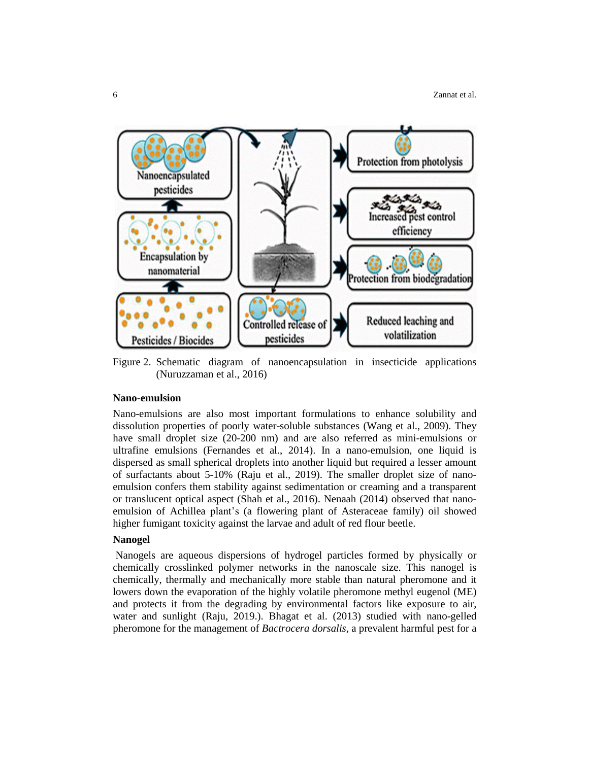Figure 2. Schematic diagram of nanoencapsulation in insecticide applications (Nuruzzaman et al., 2016)

**Nano-emulsion**

Nano-emulsions are also most important formulations to enhance solubility and dissolution properties of poorly water-soluble substances (Wang et al., 2009). They have small droplet size (20-200 nm) and are also referred as mini-emulsions or ultrafine emulsions (Fernandes et al., 2014). In a nano-emulsion, one liquid is dispersed as small spherical droplets into another liquid but required a lesser amount of surfactants about 5-10% (Raju et al., 2019). The smaller droplet size of nano-emulsion confers them stability against sedimentation or creaming and a transparent or translucent optical aspect (Shah et al., 2016). Nenaah (2014) observed that nano-emulsion of Achillea plant's (a flowering plant of Asteraceae family) oil showed higher fumigant toxicity against the larvae and adult of red flour beetle.

**Nanogel**

Nanogels are aqueous dispersions of hydrogel particles formed by physically or chemically crosslinked polymer networks in the nanoscale size. This nanogel is chemically, thermally and mechanically more stable than natural pheromone and it lowers down the evaporation of the highly volatile pheromone methyl eugenol (ME) and protects it from the degrading by environmental factors like exposure to air, water and sunlight (Raju, 2019.). Bhagat et al. (2013) studied with nano-gelled pheromone for the management of *Bactrocera dorsalis*, a prevalent harmful pest for a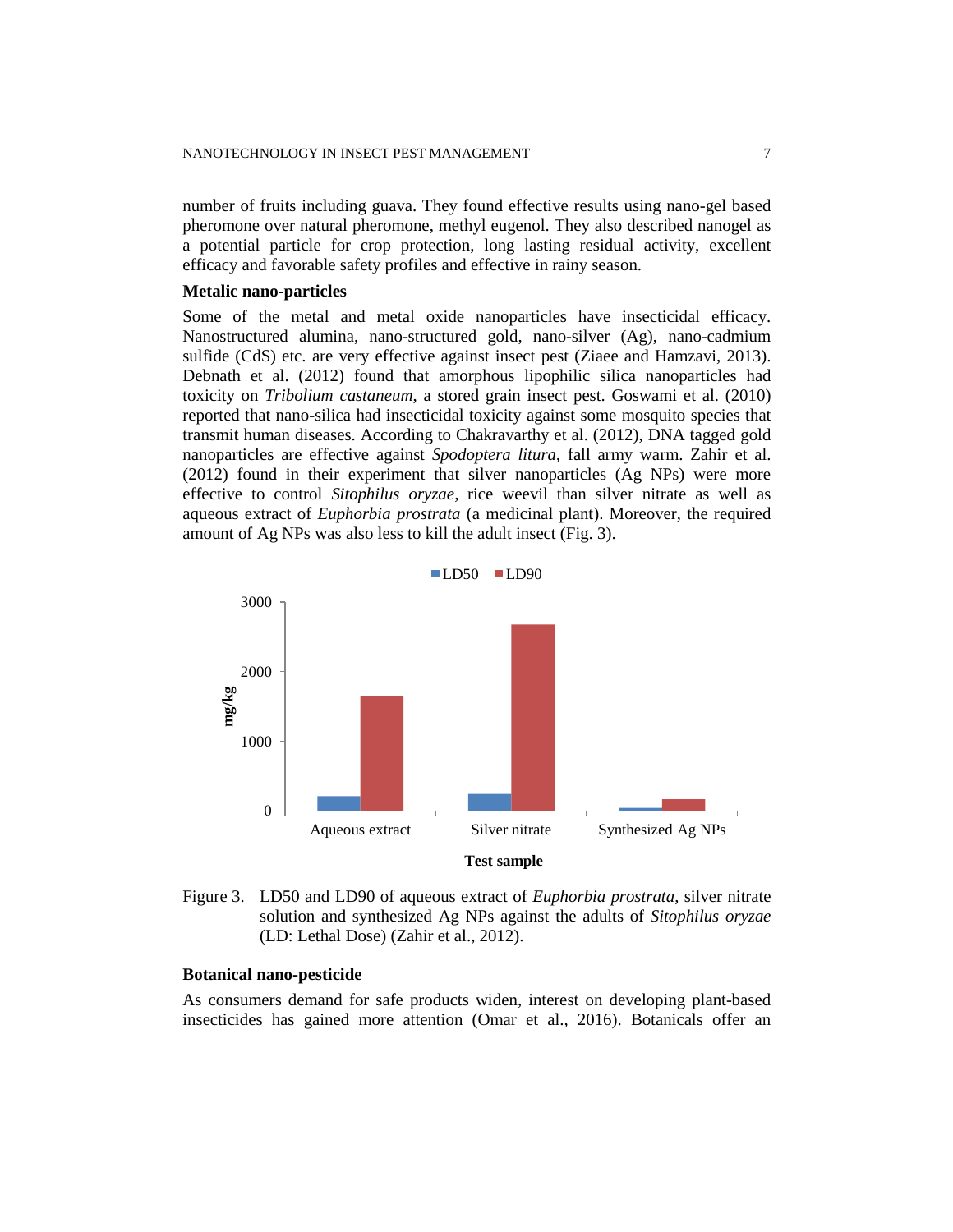number of fruits including guava. They found effective results using nano-gel based pheromone over natural pheromone, methyl eugenol. They also described nanogel as a potential particle for crop protection, long lasting residual activity, excellent efficacy and favorable safety profiles and effective in rainy season.

**Metalic nano-particles**

Some of the metal and metal oxide nanoparticles have insecticidal efficacy. Nanostructured alumina, nano-structured gold, nano-silver (Ag), nano-cadmium sulfide (CdS) etc. are very effective against insect pest (Ziaee and Hamzavi, 2013). Debnath et al. (2012) found that amorphous lipophilic silica nanoparticles had toxicity on *Tribolium castaneum*, a stored grain insect pest. Goswami et al. (2010) reported that nano-silica had insecticidal toxicity against some mosquito species that transmit human diseases. According to Chakravarthy et al. (2012), DNA tagged gold nanoparticles are effective against *Spodoptera litura,* fall army warm. Zahir et al. (2012) found in their experiment that silver nanoparticles (Ag NPs) were more effective to control *Sitophilus oryzae,* rice weevil than silver nitrate as well as aqueous extract of *Euphorbia prostrata* (a medicinal plant). Moreover, the required amount of Ag NPs was also less to kill the adult insect (Fig. 3).

Figure 3. LD50 and LD90 of aqueous extract of *Euphorbia prostrata*, silver nitrate solution and synthesized Ag NPs against the adults of *Sitophilus oryzae* (LD: Lethal Dose) (Zahir et al., 2012).

**Botanical nano-pesticide**

As consumers demand for safe products widen, interest on developing plant-based insecticides has gained more attention (Omar et al., 2016). Botanicals offer an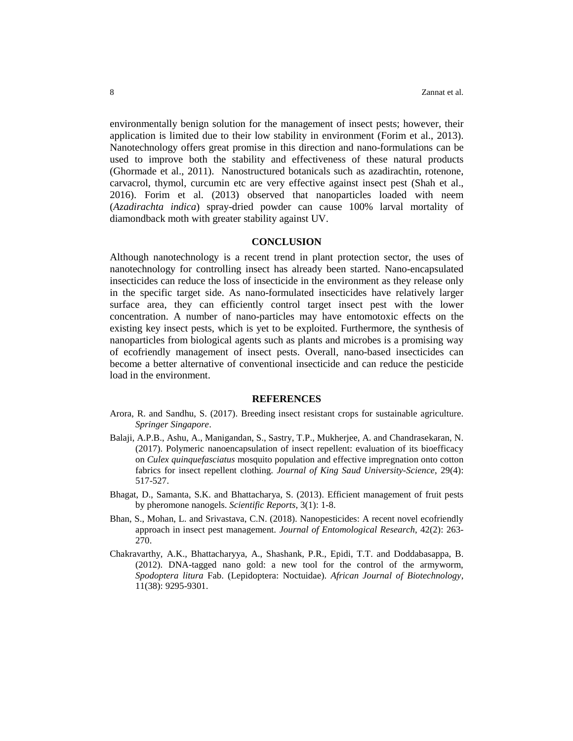environmentally benign solution for the management of insect pests; however, their application is limited due to their low stability in environment (Forim et al., 2013). Nanotechnology offers great promise in this direction and nano-formulations can be used to improve both the stability and effectiveness of these natural products (Ghormade et al., 2011). Nanostructured botanicals such as azadirachtin, rotenone, carvacrol, thymol, curcumin etc are very effective against insect pest (Shah et al., 2016). Forim et al. (2013) observed that nanoparticles loaded with neem (*Azadirachta indica*) spray-dried powder can cause 100% larval mortality of diamondback moth with greater stability against UV.

## CONCLUSION

Although nanotechnology is a recent trend in plant protection sector, the uses of nanotechnology for controlling insect has already been started. Nano-encapsulated insecticides can reduce the loss of insecticide in the environment as they release only in the specific target side. As nano-formulated insecticides have relatively larger surface area, they can efficiently control target insect pest with the lower concentration. A number of nano-particles may have entomotoxic effects on the existing key insect pests, which is yet to be exploited. Furthermore, the synthesis of nanoparticles from biological agents such as plants and microbes is a promising way of ecofriendly management of insect pests. Overall, nano-based insecticides can become a better alternative of conventional insecticide and can reduce the pesticide load in the environment.

## REFERENCES

Arora, R. and Sandhu, S. (2017). Breeding insect resistant crops for sustainable agriculture. *Springer Singapore*.

Balaji, A.P.B., Ashu, A., Manigandan, S., Sastry, T.P., Mukherjee, A. and Chandrasekaran, N. (2017). Polymeric nanoencapsulation of insect repellent: evaluation of its bioefficacy on *Culex quinquefasciatus* mosquito population and effective impregnation onto cotton fabrics for insect repellent clothing. *Journal of King Saud University-Science*, 29(4): 517-527.

Bhagat, D., Samanta, S.K. and Bhattacharya, S. (2013). Efficient management of fruit pests by pheromone nanogels. *Scientific Reports*, 3(1): 1-8.

Bhan, S., Mohan, L. and Srivastava, C.N. (2018). Nanopesticides: A recent novel ecofriendly approach in insect pest management. *Journal of Entomological Research*, 42(2): 263-270.

Chakravarthy, A.K., Bhattacharyya, A., Shashank, P.R., Epidi, T.T. and Doddabasappa, B. (2012). DNA-tagged nano gold: a new tool for the control of the armyworm, *Spodoptera litura* Fab. (Lepidoptera: Noctuidae). *African Journal of Biotechnology*, 11(38): 9295-9301.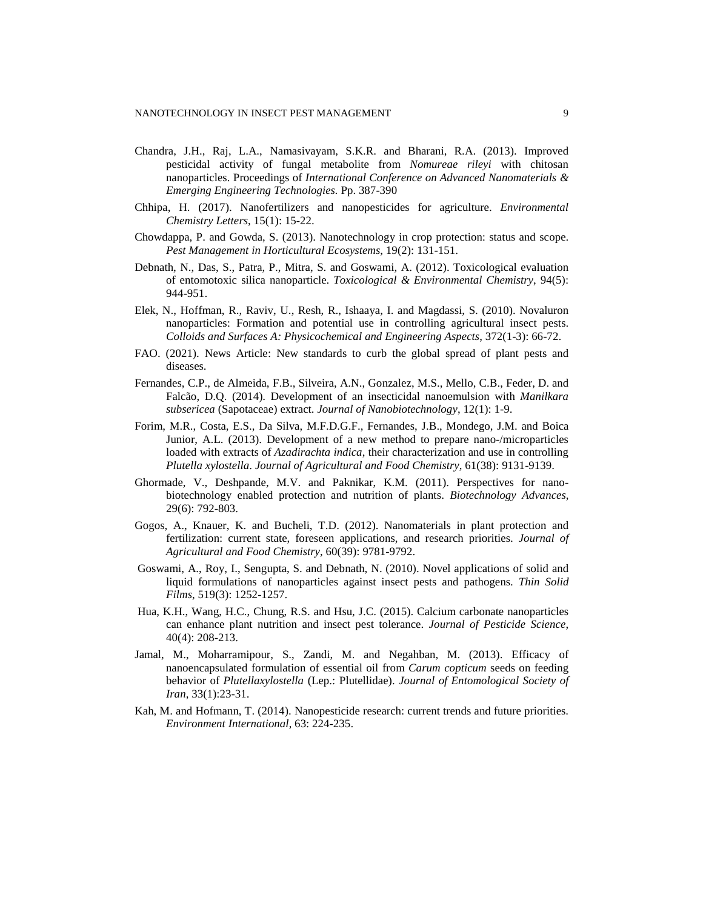Chandra, J.H., Raj, L.A., Namasivayam, S.K.R. and Bharani, R.A. (2013). Improved pesticidal activity of fungal metabolite from *Nomureae rileyi* with chitosan nanoparticles. Proceedings of *International Conference on Advanced Nanomaterials & Emerging Engineering Technologies.* Pp. 387-390

Chhipa, H. (2017). Nanofertilizers and nanopesticides for agriculture. *Environmental Chemistry Letters*, 15(1): 15-22.

Chowdappa, P. and Gowda, S. (2013). Nanotechnology in crop protection: status and scope. *Pest Management in Horticultural Ecosystems*, 19(2): 131-151.

Debnath, N., Das, S., Patra, P., Mitra, S. and Goswami, A. (2012). Toxicological evaluation of entomotoxic silica nanoparticle. *Toxicological & Environmental Chemistry*, 94(5): 944-951.

Elek, N., Hoffman, R., Raviv, U., Resh, R., Ishaaya, I. and Magdassi, S. (2010). Novaluron nanoparticles: Formation and potential use in controlling agricultural insect pests. *Colloids and Surfaces A: Physicochemical and Engineering Aspects*, 372(1-3): 66-72.

FAO. (2021). News Article: New standards to curb the global spread of plant pests and diseases.

Fernandes, C.P., de Almeida, F.B., Silveira, A.N., Gonzalez, M.S., Mello, C.B., Feder, D. and Falcão, D.Q. (2014). Development of an insecticidal nanoemulsion with *Manilkara subsericea* (Sapotaceae) extract. *Journal of Nanobiotechnology*, 12(1): 1-9.

Forim, M.R., Costa, E.S., Da Silva, M.F.D.G.F., Fernandes, J.B., Mondego, J.M. and Boica Junior, A.L. (2013). Development of a new method to prepare nano-/microparticles loaded with extracts of *Azadirachta indica*, their characterization and use in controlling *Plutella xylostella*. *Journal of Agricultural and Food Chemistry*, 61(38): 9131-9139.

Ghormade, V., Deshpande, M.V. and Paknikar, K.M. (2011). Perspectives for nano-biotechnology enabled protection and nutrition of plants. *Biotechnology Advances*, 29(6): 792-803.

Gogos, A., Knauer, K. and Bucheli, T.D. (2012). Nanomaterials in plant protection and fertilization: current state, foreseen applications, and research priorities. *Journal of Agricultural and Food Chemistry*, 60(39): 9781-9792.

Goswami, A., Roy, I., Sengupta, S. and Debnath, N. (2010). Novel applications of solid and liquid formulations of nanoparticles against insect pests and pathogens. *Thin Solid Films*, 519(3): 1252-1257.

Hua, K.H., Wang, H.C., Chung, R.S. and Hsu, J.C. (2015). Calcium carbonate nanoparticles can enhance plant nutrition and insect pest tolerance. *Journal of Pesticide Science*, 40(4): 208-213.

Jamal, M., Moharramipour, S., Zandi, M. and Negahban, M. (2013). Efficacy of nanoencapsulated formulation of essential oil from *Carum copticum* seeds on feeding behavior of *Plutellaxylostella* (Lep.: Plutellidae). *Journal of Entomological Society of Iran*, 33(1):23-31.

Kah, M. and Hofmann, T. (2014). Nanopesticide research: current trends and future priorities. *Environment International*, 63: 224-235.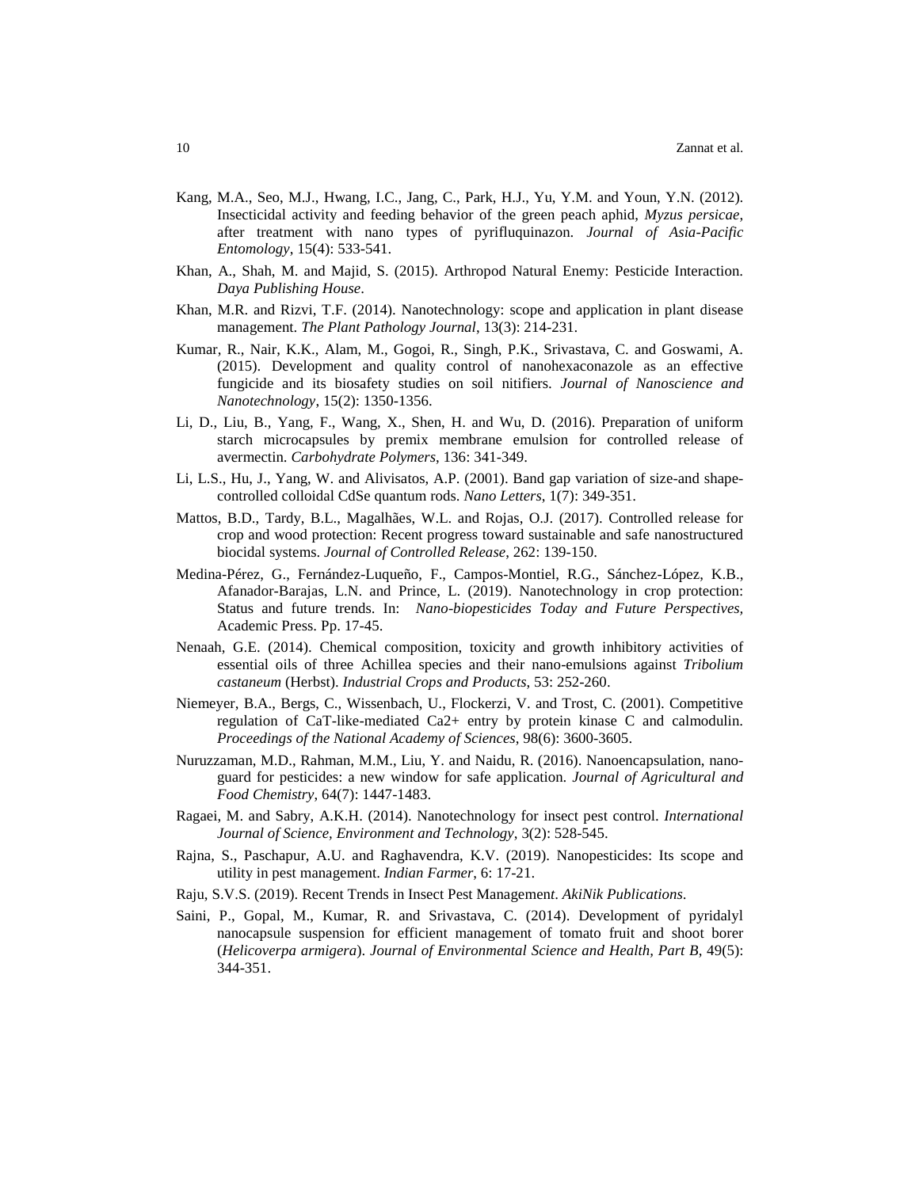Kang, M.A., Seo, M.J., Hwang, I.C., Jang, C., Park, H.J., Yu, Y.M. and Youn, Y.N. (2012). Insecticidal activity and feeding behavior of the green peach aphid, *Myzus persicae*, after treatment with nano types of pyrifluquinazon. *Journal of Asia-Pacific Entomology*, 15(4): 533-541.

Khan, A., Shah, M. and Majid, S. (2015). Arthropod Natural Enemy: Pesticide Interaction. *Daya Publishing House*.

Khan, M.R. and Rizvi, T.F. (2014). Nanotechnology: scope and application in plant disease management. *The Plant Pathology Journal*, 13(3): 214-231.

Kumar, R., Nair, K.K., Alam, M., Gogoi, R., Singh, P.K., Srivastava, C. and Goswami, A. (2015). Development and quality control of nanohexaconazole as an effective fungicide and its biosafety studies on soil nitifiers. *Journal of Nanoscience and Nanotechnology*, 15(2): 1350-1356.

Li, D., Liu, B., Yang, F., Wang, X., Shen, H. and Wu, D. (2016). Preparation of uniform starch microcapsules by premix membrane emulsion for controlled release of avermectin. *Carbohydrate Polymers*, 136: 341-349.

Li, L.S., Hu, J., Yang, W. and Alivisatos, A.P. (2001). Band gap variation of size-and shape-controlled colloidal CdSe quantum rods. *Nano Letters*, 1(7): 349-351.

Mattos, B.D., Tardy, B.L., Magalhães, W.L. and Rojas, O.J. (2017). Controlled release for crop and wood protection: Recent progress toward sustainable and safe nanostructured biocidal systems. *Journal of Controlled Release*, 262: 139-150.

Medina-Pérez, G., Fernández-Luqueño, F., Campos-Montiel, R.G., Sánchez-López, K.B., Afanador-Barajas, L.N. and Prince, L. (2019). Nanotechnology in crop protection: Status and future trends. In: *Nano-biopesticides Today and Future Perspectives,* Academic Press. Pp. 17-45.

Nenaah, G.E. (2014). Chemical composition, toxicity and growth inhibitory activities of essential oils of three Achillea species and their nano-emulsions against *Tribolium castaneum* (Herbst). *Industrial Crops and Products*, 53: 252-260.

Niemeyer, B.A., Bergs, C., Wissenbach, U., Flockerzi, V. and Trost, C. (2001). Competitive regulation of CaT-like-mediated Ca2+ entry by protein kinase C and calmodulin. *Proceedings of the National Academy of Sciences*, 98(6): 3600-3605.

Nuruzzaman, M.D., Rahman, M.M., Liu, Y. and Naidu, R. (2016). Nanoencapsulation, nano-guard for pesticides: a new window for safe application. *Journal of Agricultural and Food Chemistry*, 64(7): 1447-1483.

Ragaei, M. and Sabry, A.K.H. (2014). Nanotechnology for insect pest control. *International Journal of Science, Environment and Technology*, 3(2): 528-545.

Rajna, S., Paschapur, A.U. and Raghavendra, K.V. (2019). Nanopesticides: Its scope and utility in pest management. *Indian Farmer*, 6: 17-21.

Raju, S.V.S. (2019). Recent Trends in Insect Pest Managemen*t. AkiNik Publications*.

Saini, P., Gopal, M., Kumar, R. and Srivastava, C. (2014). Development of pyridalyl nanocapsule suspension for efficient management of tomato fruit and shoot borer (*Helicoverpa armigera*). *Journal of Environmental Science and Health, Part B*, 49(5): 344-351.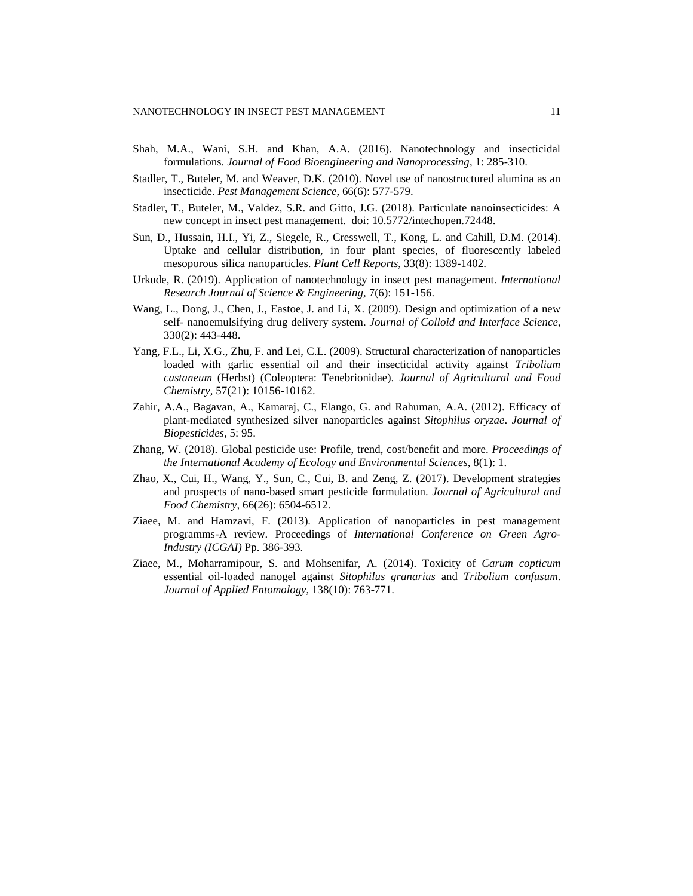Shah, M.A., Wani, S.H. and Khan, A.A. (2016). Nanotechnology and insecticidal formulations. *Journal of Food Bioengineering and Nanoprocessing*, 1: 285-310.

Stadler, T., Buteler, M. and Weaver, D.K. (2010). Novel use of nanostructured alumina as an insecticide. *Pest Management Science*, 66(6): 577-579.

Stadler, T., Buteler, M., Valdez, S.R. and Gitto, J.G. (2018). Particulate nanoinsecticides: A new concept in insect pest management. doi: 10.5772/intechopen.72448.

Sun, D., Hussain, H.I., Yi, Z., Siegele, R., Cresswell, T., Kong, L. and Cahill, D.M. (2014). Uptake and cellular distribution, in four plant species, of fluorescently labeled mesoporous silica nanoparticles. *Plant Cell Reports*, 33(8): 1389-1402.

Urkude, R. (2019). Application of nanotechnology in insect pest management. *International Research Journal of Science & Engineering,* 7(6): 151-156.

Wang, L., Dong, J., Chen, J., Eastoe, J. and Li, X. (2009). Design and optimization of a new self- nanoemulsifying drug delivery system. *Journal of Colloid and Interface Science,* 330(2): 443-448.

Yang, F.L., Li, X.G., Zhu, F. and Lei, C.L. (2009). Structural characterization of nanoparticles loaded with garlic essential oil and their insecticidal activity against *Tribolium castaneum* (Herbst) (Coleoptera: Tenebrionidae). *Journal of Agricultural and Food Chemistry*, 57(21): 10156-10162.

Zahir, A.A., Bagavan, A., Kamaraj, C., Elango, G. and Rahuman, A.A. (2012). Efficacy of plant-mediated synthesized silver nanoparticles against *Sitophilus oryzae*. *Journal of Biopesticides*, 5: 95.

Zhang, W. (2018). Global pesticide use: Profile, trend, cost/benefit and more. *Proceedings of the International Academy of Ecology and Environmental Sciences*, 8(1): 1.

Zhao, X., Cui, H., Wang, Y., Sun, C., Cui, B. and Zeng, Z. (2017). Development strategies and prospects of nano-based smart pesticide formulation. *Journal of Agricultural and Food Chemistry,* 66(26): 6504-6512.

Ziaee, M. and Hamzavi, F. (2013). Application of nanoparticles in pest management programms-A review. Proceedings of *International Conference on Green Agro-Industry (ICGAI)* Pp. 386-393.

Ziaee, M., Moharramipour, S. and Mohsenifar, A. (2014). Toxicity of *Carum copticum* essential oil-loaded nanogel against *Sitophilus granarius* and *Tribolium confusum*. *Journal of Applied Entomology*, 138(10): 763-771.